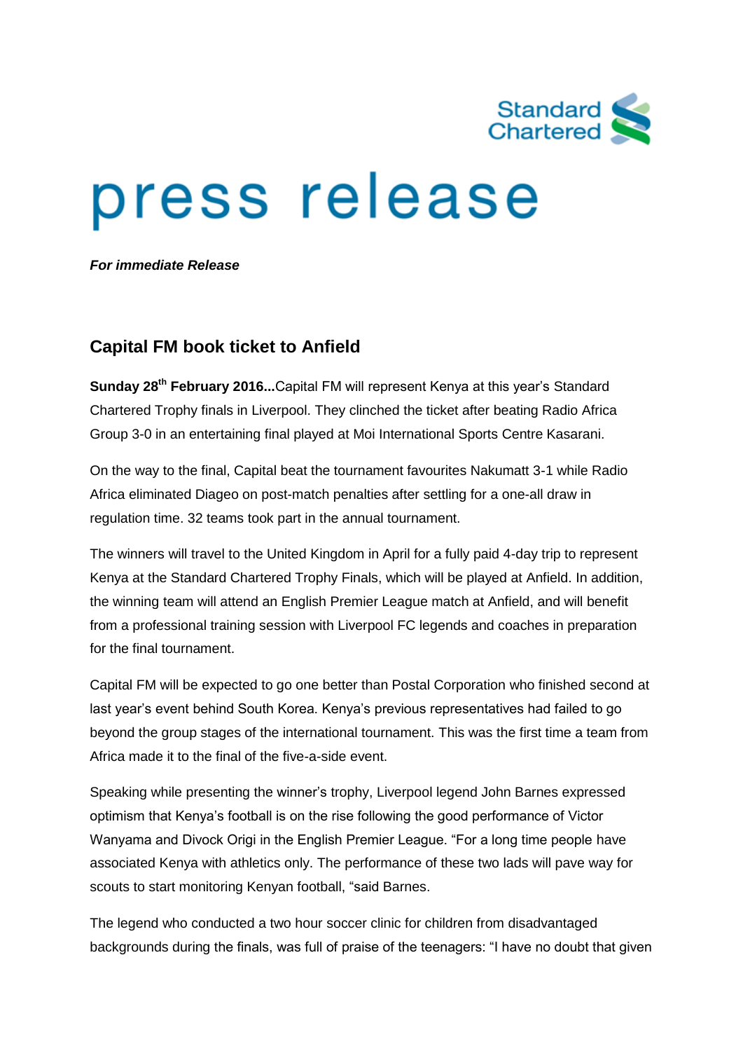Standard Chartered

# press release

***For immediate Release***

## Capital FM book ticket to Anfield

**Sunday 28th February 2016...**Capital FM will represent Kenya at this year's Standard Chartered Trophy finals in Liverpool. They clinched the ticket after beating Radio Africa Group 3-0 in an entertaining final played at Moi International Sports Centre Kasarani.

On the way to the final, Capital beat the tournament favourites Nakumatt 3-1 while Radio Africa eliminated Diageo on post-match penalties after settling for a one-all draw in regulation time. 32 teams took part in the annual tournament.

The winners will travel to the United Kingdom in April for a fully paid 4-day trip to represent Kenya at the Standard Chartered Trophy Finals, which will be played at Anfield. In addition, the winning team will attend an English Premier League match at Anfield, and will benefit from a professional training session with Liverpool FC legends and coaches in preparation for the final tournament.

Capital FM will be expected to go one better than Postal Corporation who finished second at last year's event behind South Korea. Kenya's previous representatives had failed to go beyond the group stages of the international tournament. This was the first time a team from Africa made it to the final of the five-a-side event.

Speaking while presenting the winner's trophy, Liverpool legend John Barnes expressed optimism that Kenya's football is on the rise following the good performance of Victor Wanyama and Divock Origi in the English Premier League. "For a long time people have associated Kenya with athletics only. The performance of these two lads will pave way for scouts to start monitoring Kenyan football, "said Barnes.

The legend who conducted a two hour soccer clinic for children from disadvantaged backgrounds during the finals, was full of praise of the teenagers: "I have no doubt that given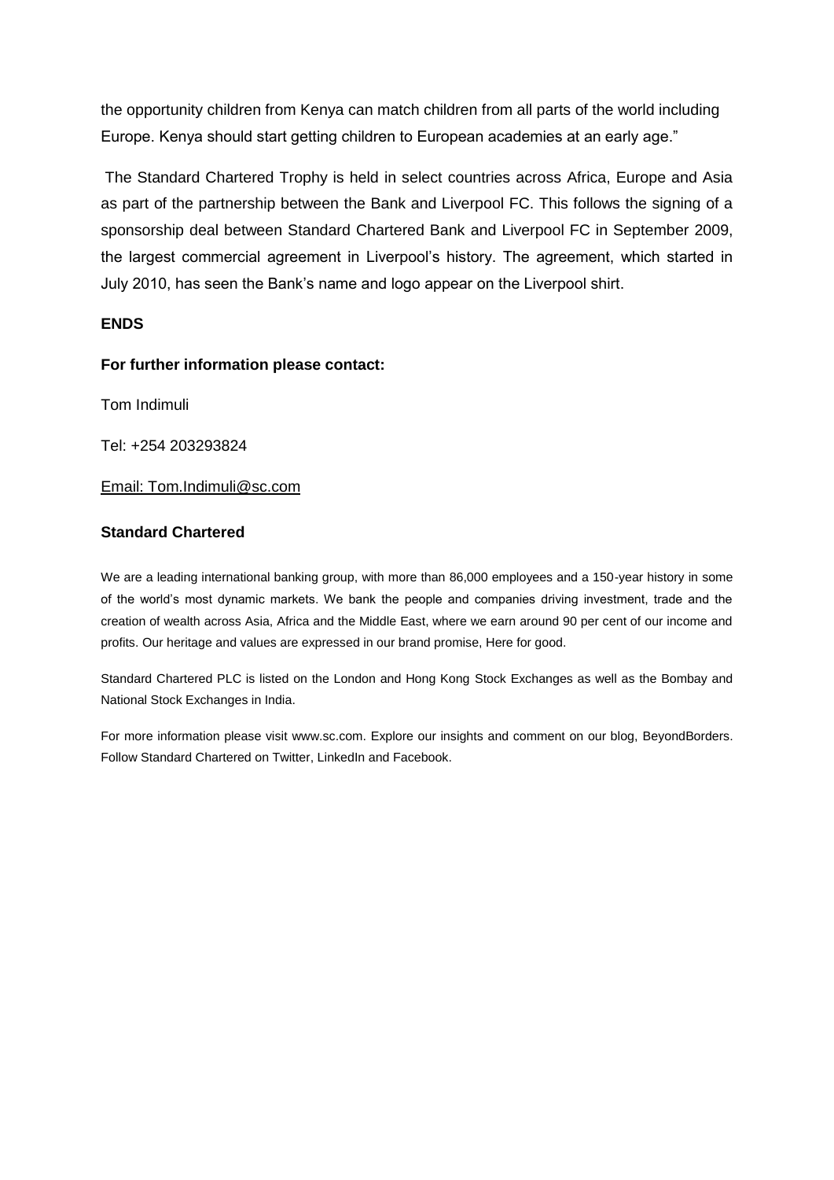the opportunity children from Kenya can match children from all parts of the world including Europe. Kenya should start getting children to European academies at an early age."

The Standard Chartered Trophy is held in select countries across Africa, Europe and Asia as part of the partnership between the Bank and Liverpool FC. This follows the signing of a sponsorship deal between Standard Chartered Bank and Liverpool FC in September 2009, the largest commercial agreement in Liverpool's history. The agreement, which started in July 2010, has seen the Bank's name and logo appear on the Liverpool shirt.

**ENDS**

**For further information please contact:**

Tom Indimuli

Tel: +254 203293824

Email: Tom.Indimuli@sc.com

**Standard Chartered**

We are a leading international banking group, with more than 86,000 employees and a 150-year history in some of the world's most dynamic markets. We bank the people and companies driving investment, trade and the creation of wealth across Asia, Africa and the Middle East, where we earn around 90 per cent of our income and profits. Our heritage and values are expressed in our brand promise, Here for good.

Standard Chartered PLC is listed on the London and Hong Kong Stock Exchanges as well as the Bombay and National Stock Exchanges in India.

For more information please visit www.sc.com. Explore our insights and comment on our blog, BeyondBorders. Follow Standard Chartered on Twitter, LinkedIn and Facebook.